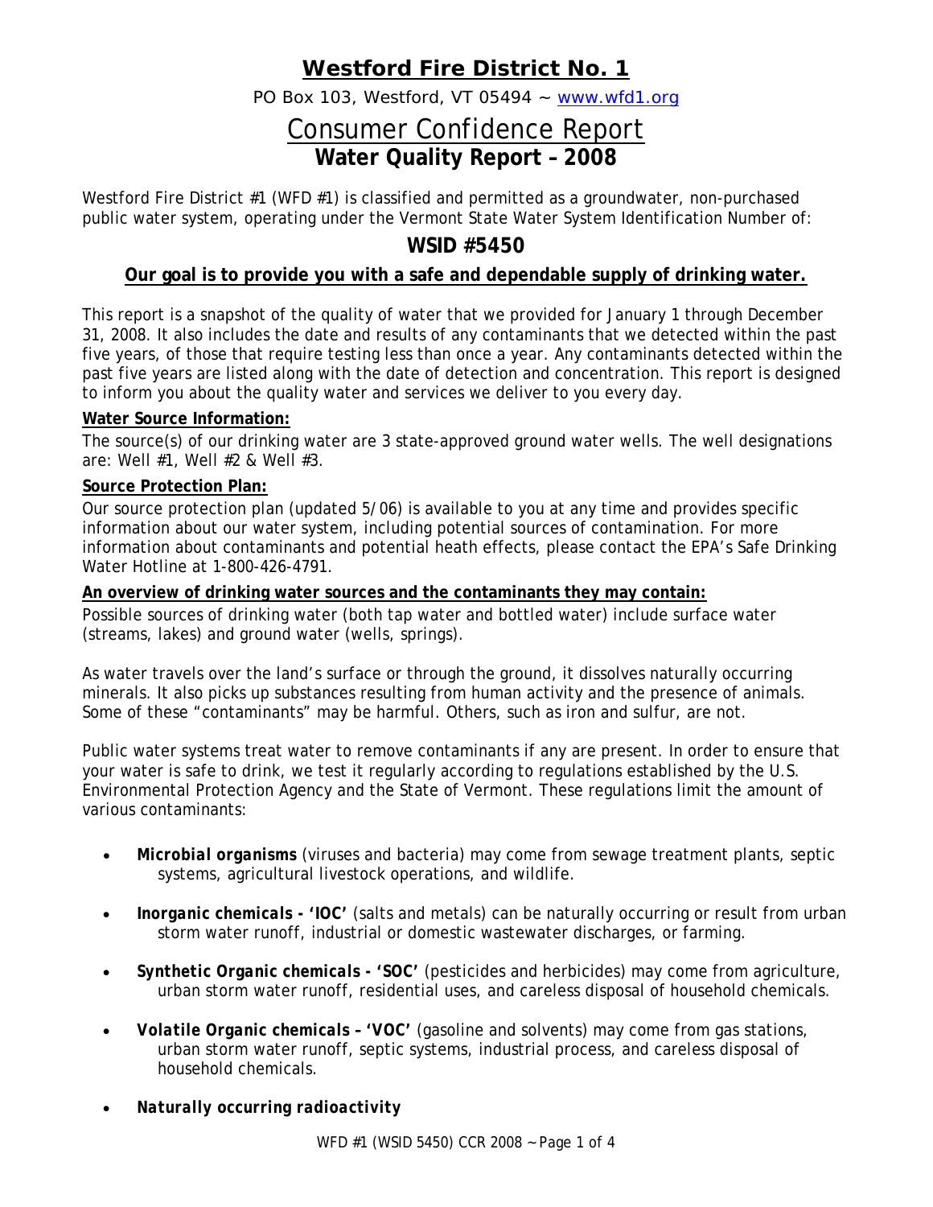# Westford Fire District No. 1

PO Box 103, Westford, VT 05494 ~ www.wfd1.org

## Consumer Confidence Report

## Water Quality Report – 2008

Westford Fire District #1 (WFD #1) is classified and permitted as a groundwater, non-purchased public water system, operating under the Vermont State Water System Identification Number of:

### WSID #5450

**Our goal is to provide you with a safe and dependable supply of drinking water.**

This report is a snapshot of the quality of water that we provided for January 1 through December 31, 2008. It also includes the date and results of any contaminants that we detected within the past five years, of those that require testing less than once a year. Any contaminants detected within the past five years are listed along with the date of detection and concentration. This report is designed to inform you about the quality water and services we deliver to you every day.

**Water Source Information:**

The source(s) of our drinking water are 3 state-approved ground water wells. The well designations are: Well #1, Well #2 & Well #3.

**Source Protection Plan:**

Our source protection plan (updated 5/06) is available to you at any time and provides specific information about our water system, including potential sources of contamination. For more information about contaminants and potential heath effects, please contact the EPA's Safe Drinking Water Hotline at 1-800-426-4791.

**An overview of drinking water sources and the contaminants they may contain:**

Possible sources of drinking water (both tap water and bottled water) include surface water (streams, lakes) and ground water (wells, springs).

As water travels over the land's surface or through the ground, it dissolves naturally occurring minerals. It also picks up substances resulting from human activity and the presence of animals. Some of these "contaminants" may be harmful. Others, such as iron and sulfur, are not.

Public water systems treat water to remove contaminants if any are present. In order to ensure that your water is safe to drink, we test it regularly according to regulations established by the U.S. Environmental Protection Agency and the State of Vermont. These regulations limit the amount of various contaminants:

- ***Microbial organisms*** (viruses and bacteria) may come from sewage treatment plants, septic systems, agricultural livestock operations, and wildlife.
- ***Inorganic chemicals - 'IOC'*** (salts and metals) can be naturally occurring or result from urban storm water runoff, industrial or domestic wastewater discharges, or farming.
- ***Synthetic Organic chemicals - 'SOC'*** (pesticides and herbicides) may come from agriculture, urban storm water runoff, residential uses, and careless disposal of household chemicals.
- ***Volatile Organic chemicals – 'VOC'*** (gasoline and solvents) may come from gas stations, urban storm water runoff, septic systems, industrial process, and careless disposal of household chemicals.
- ***Naturally occurring radioactivity***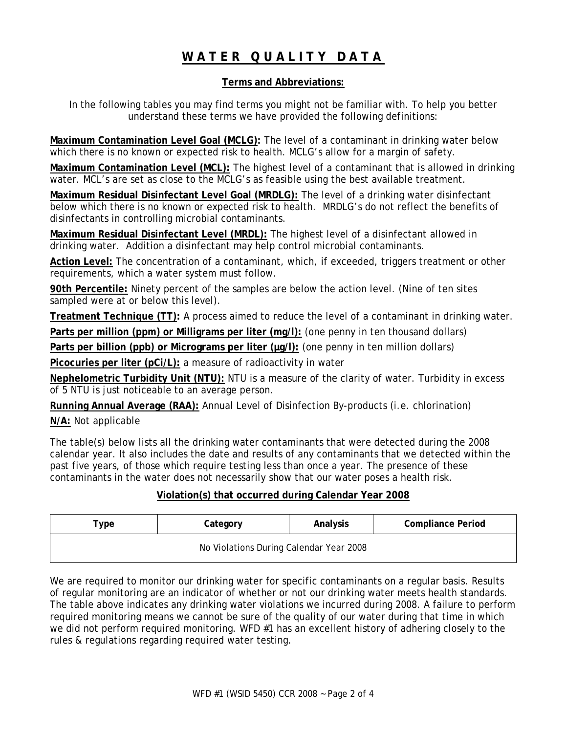# WATER QUALITY DATA

**Terms and Abbreviations:**

In the following tables you may find terms you might not be familiar with. To help you better understand these terms we have provided the following definitions:

**Maximum Contamination Level Goal (MCLG):** The level of a contaminant in drinking water below which there is no known or expected risk to health. MCLG's allow for a margin of safety.

**Maximum Contamination Level (MCL):** The highest level of a contaminant that is allowed in drinking water. MCL's are set as close to the MCLG's as feasible using the best available treatment.

**Maximum Residual Disinfectant Level Goal (MRDLG):** The level of a drinking water disinfectant below which there is no known or expected risk to health. MRDLG's do not reflect the benefits of disinfectants in controlling microbial contaminants.

**Maximum Residual Disinfectant Level (MRDL):** The highest level of a disinfectant allowed in drinking water. Addition a disinfectant may help control microbial contaminants.

**Action Level:** The concentration of a contaminant, which, if exceeded, triggers treatment or other requirements, which a water system must follow.

**90th Percentile:** Ninety percent of the samples are below the action level. (Nine of ten sites sampled were at or below this level).

**Treatment Technique (TT):** A process aimed to reduce the level of a contaminant in drinking water.

**Parts per million (ppm) or Milligrams per liter (mg/l):** (one penny in ten thousand dollars)

**Parts per billion (ppb) or Micrograms per liter (µg/l):** (one penny in ten million dollars)

**Picocuries per liter (pCi/L):** a measure of radioactivity in water

**Nephelometric Turbidity Unit (NTU):** NTU is a measure of the clarity of water. Turbidity in excess of 5 NTU is just noticeable to an average person.

**Running Annual Average (RAA):** Annual Level of Disinfection By-products (i.e. chlorination)

**N/A:** Not applicable

The table(s) below lists all the drinking water contaminants that were detected during the 2008 calendar year. It also includes the date and results of any contaminants that we detected within the past five years, of those which require testing less than once a year. The presence of these contaminants in the water does not necessarily show that our water poses a health risk.

**Violation(s) that occurred during Calendar Year 2008**

| Type | Category | Analysis | Compliance Period |
|---|---|---|---|
| No Violations During Calendar Year 2008 | | | |

We are required to monitor our drinking water for specific contaminants on a regular basis. Results of regular monitoring are an indicator of whether or not our drinking water meets health standards. The table above indicates any drinking water violations we incurred during 2008. A failure to perform required monitoring means we cannot be sure of the quality of our water during that time in which we did not perform required monitoring. WFD #1 has an excellent history of adhering closely to the rules & regulations regarding required water testing.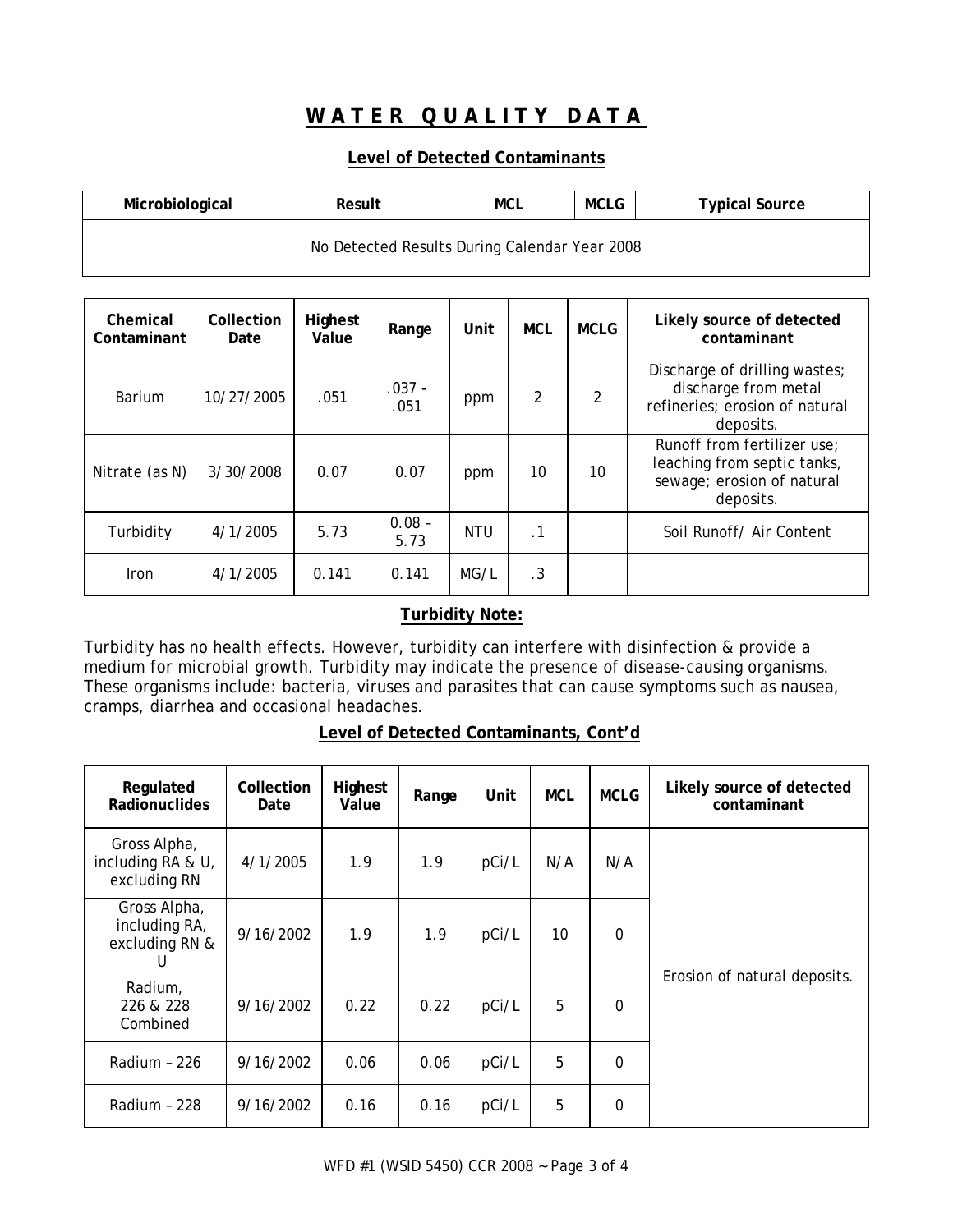# WATER QUALITY DATA

## Level of Detected Contaminants

| Microbiological | Result | MCL | MCLG | Typical Source |
|---|---|---|---|---|
| No Detected Results During Calendar Year 2008 | | | | |

| Chemical Contaminant | Collection Date | Highest Value | Range | Unit | MCL | MCLG | Likely source of detected contaminant |
|---|---|---|---|---|---|---|---|
| Barium | 10/27/2005 | .051 | .037 - .051 | ppm | 2 | 2 | Discharge of drilling wastes; discharge from metal refineries; erosion of natural deposits. |
| Nitrate (as N) | 3/30/2008 | 0.07 | 0.07 | ppm | 10 | 10 | Runoff from fertilizer use; leaching from septic tanks, sewage; erosion of natural deposits. |
| Turbidity | 4/1/2005 | 5.73 | 0.08 – 5.73 | NTU | .1 | | Soil Runoff/ Air Content |
| Iron | 4/1/2005 | 0.141 | 0.141 | MG/L | .3 | | |

**Turbidity Note:**

Turbidity has no health effects. However, turbidity can interfere with disinfection & provide a medium for microbial growth. Turbidity may indicate the presence of disease-causing organisms. These organisms include: bacteria, viruses and parasites that can cause symptoms such as nausea, cramps, diarrhea and occasional headaches.

## Level of Detected Contaminants, Cont'd

| Regulated Radionuclides | Collection Date | Highest Value | Range | Unit | MCL | MCLG | Likely source of detected contaminant |
|---|---|---|---|---|---|---|---|
| Gross Alpha, including RA & U, excluding RN | 4/1/2005 | 1.9 | 1.9 | pCi/L | N/A | N/A | Erosion of natural deposits. |
| Gross Alpha, including RA, excluding RN & U | 9/16/2002 | 1.9 | 1.9 | pCi/L | 10 | 0 | |
| Radium, 226 & 228 Combined | 9/16/2002 | 0.22 | 0.22 | pCi/L | 5 | 0 | |
| Radium – 226 | 9/16/2002 | 0.06 | 0.06 | pCi/L | 5 | 0 | |
| Radium – 228 | 9/16/2002 | 0.16 | 0.16 | pCi/L | 5 | 0 | |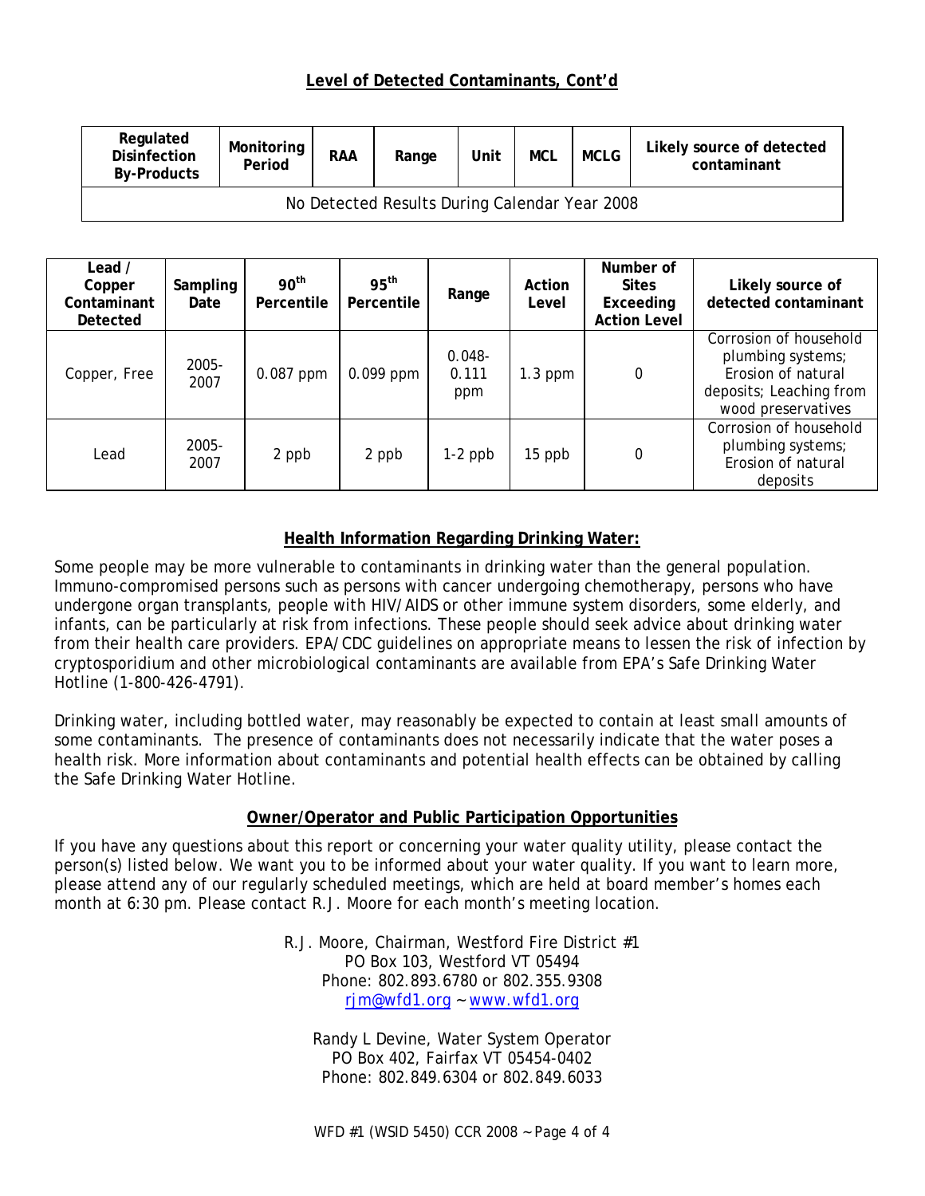## Level of Detected Contaminants, Cont'd

| Regulated Disinfection By-Products | Monitoring Period | RAA | Range | Unit | MCL | MCLG | Likely source of detected contaminant |
|---|---|---|---|---|---|---|---|
| No Detected Results During Calendar Year 2008 | | | | | | | |

| Lead / Copper Contaminant Detected | Sampling Date | 90th Percentile | 95th Percentile | Range | Action Level | Number of Sites Exceeding Action Level | Likely source of detected contaminant |
|---|---|---|---|---|---|---|---|
| Copper, Free | 2005-2007 | 0.087 ppm | 0.099 ppm | 0.048-0.111 ppm | 1.3 ppm | 0 | Corrosion of household plumbing systems; Erosion of natural deposits; Leaching from wood preservatives |
| Lead | 2005-2007 | 2 ppb | 2 ppb | 1-2 ppb | 15 ppb | 0 | Corrosion of household plumbing systems; Erosion of natural deposits |

### Health Information Regarding Drinking Water:

Some people may be more vulnerable to contaminants in drinking water than the general population. Immuno-compromised persons such as persons with cancer undergoing chemotherapy, persons who have undergone organ transplants, people with HIV/AIDS or other immune system disorders, some elderly, and infants, can be particularly at risk from infections. These people should seek advice about drinking water from their health care providers. EPA/CDC guidelines on appropriate means to lessen the risk of infection by cryptosporidium and other microbiological contaminants are available from EPA's Safe Drinking Water Hotline (1-800-426-4791).

Drinking water, including bottled water, may reasonably be expected to contain at least small amounts of some contaminants. The presence of contaminants does not necessarily indicate that the water poses a health risk. More information about contaminants and potential health effects can be obtained by calling the Safe Drinking Water Hotline.

### Owner/Operator and Public Participation Opportunities

If you have any questions about this report or concerning your water quality utility, please contact the person(s) listed below. We want you to be informed about your water quality. If you want to learn more, please attend any of our regularly scheduled meetings, which are held at board member's homes each month at 6:30 pm. Please contact R.J. Moore for each month's meeting location.

R.J. Moore, Chairman, Westford Fire District #1
PO Box 103, Westford VT 05494
Phone: 802.893.6780 or 802.355.9308
rjm@wfd1.org ~ www.wfd1.org

Randy L Devine, Water System Operator
PO Box 402, Fairfax VT 05454-0402
Phone: 802.849.6304 or 802.849.6033